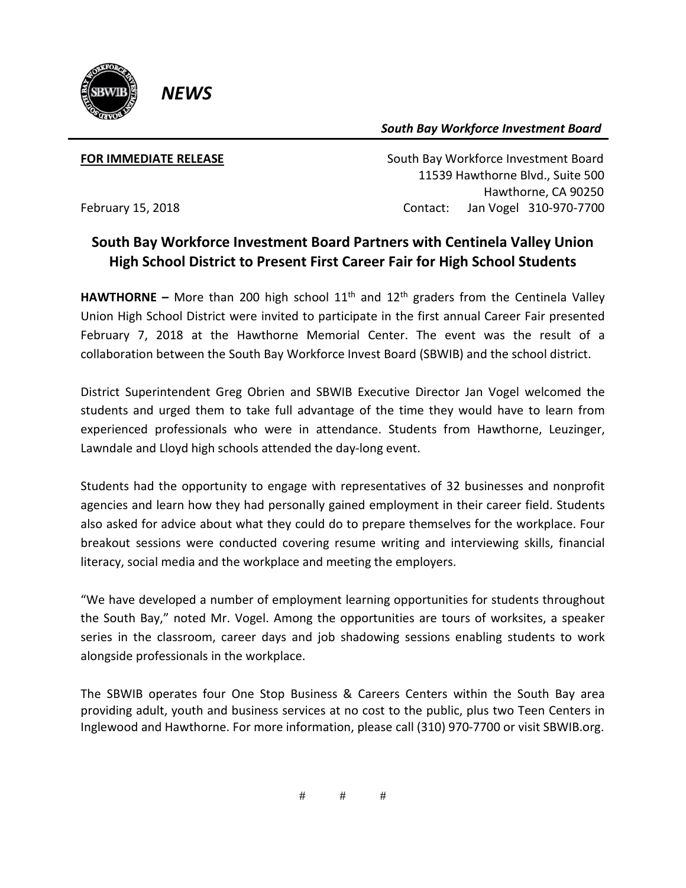*NEWS*

***South Bay Workforce Investment Board***

**FOR IMMEDIATE RELEASE**

South Bay Workforce Investment Board
11539 Hawthorne Blvd., Suite 500
Hawthorne, CA 90250
Contact: Jan Vogel 310-970-7700

February 15, 2018

## South Bay Workforce Investment Board Partners with Centinela Valley Union High School District to Present First Career Fair for High School Students

**HAWTHORNE –** More than 200 high school 11th and 12th graders from the Centinela Valley Union High School District were invited to participate in the first annual Career Fair presented February 7, 2018 at the Hawthorne Memorial Center. The event was the result of a collaboration between the South Bay Workforce Invest Board (SBWIB) and the school district.

District Superintendent Greg Obrien and SBWIB Executive Director Jan Vogel welcomed the students and urged them to take full advantage of the time they would have to learn from experienced professionals who were in attendance. Students from Hawthorne, Leuzinger, Lawndale and Lloyd high schools attended the day-long event.

Students had the opportunity to engage with representatives of 32 businesses and nonprofit agencies and learn how they had personally gained employment in their career field. Students also asked for advice about what they could do to prepare themselves for the workplace. Four breakout sessions were conducted covering resume writing and interviewing skills, financial literacy, social media and the workplace and meeting the employers.

"We have developed a number of employment learning opportunities for students throughout the South Bay," noted Mr. Vogel. Among the opportunities are tours of worksites, a speaker series in the classroom, career days and job shadowing sessions enabling students to work alongside professionals in the workplace.

The SBWIB operates four One Stop Business & Careers Centers within the South Bay area providing adult, youth and business services at no cost to the public, plus two Teen Centers in Inglewood and Hawthorne. For more information, please call (310) 970-7700 or visit SBWIB.org.

# # #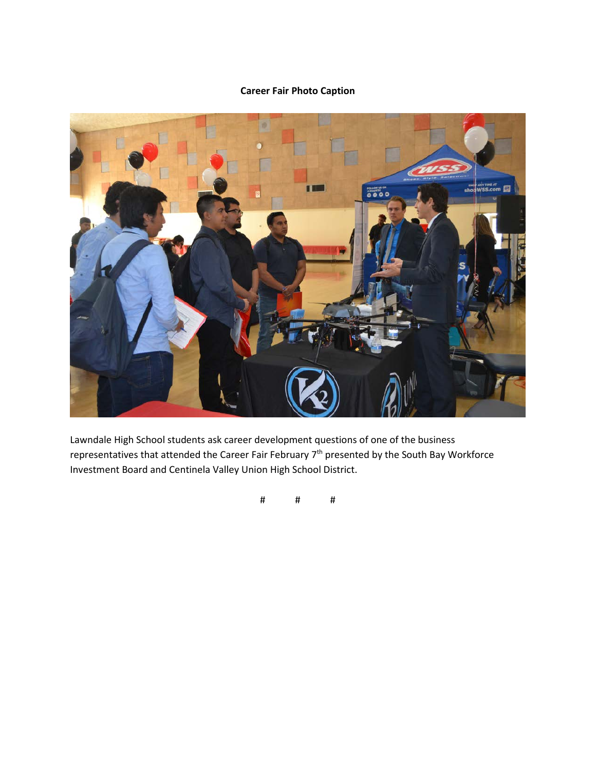**Career Fair Photo Caption**

Lawndale High School students ask career development questions of one of the business representatives that attended the Career Fair February 7th presented by the South Bay Workforce Investment Board and Centinela Valley Union High School District.

# # #